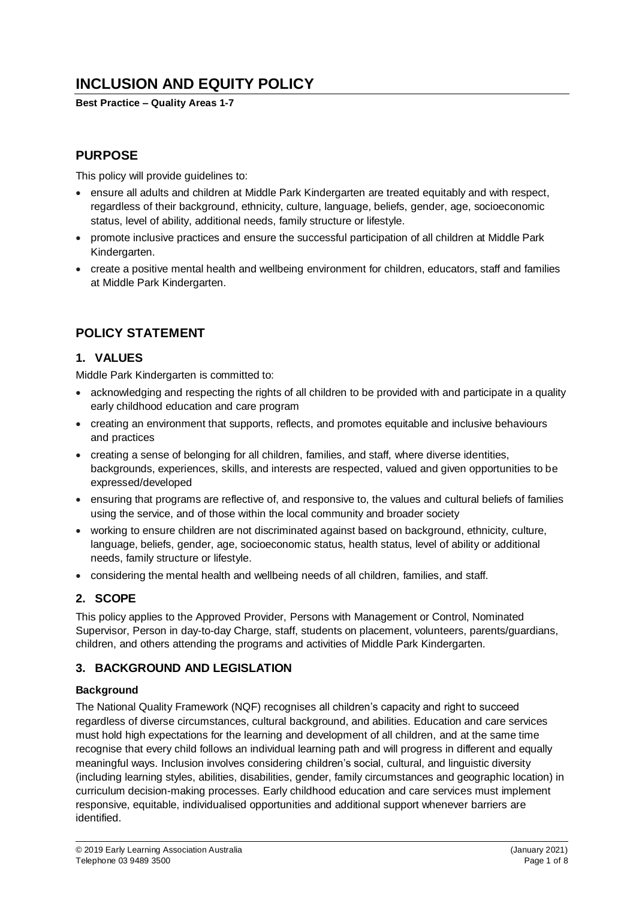# INCLUSION AND EQUITY POLICY

**Best Practice – Quality Areas 1-7**

## PURPOSE

This policy will provide guidelines to:

- ensure all adults and children at Middle Park Kindergarten are treated equitably and with respect, regardless of their background, ethnicity, culture, language, beliefs, gender, age, socioeconomic status, level of ability, additional needs, family structure or lifestyle.
- promote inclusive practices and ensure the successful participation of all children at Middle Park Kindergarten.
- create a positive mental health and wellbeing environment for children, educators, staff and families at Middle Park Kindergarten.

## POLICY STATEMENT

### 1. VALUES

Middle Park Kindergarten is committed to:

- acknowledging and respecting the rights of all children to be provided with and participate in a quality early childhood education and care program
- creating an environment that supports, reflects, and promotes equitable and inclusive behaviours and practices
- creating a sense of belonging for all children, families, and staff, where diverse identities, backgrounds, experiences, skills, and interests are respected, valued and given opportunities to be expressed/developed
- ensuring that programs are reflective of, and responsive to, the values and cultural beliefs of families using the service, and of those within the local community and broader society
- working to ensure children are not discriminated against based on background, ethnicity, culture, language, beliefs, gender, age, socioeconomic status, health status, level of ability or additional needs, family structure or lifestyle.
- considering the mental health and wellbeing needs of all children, families, and staff.

### 2. SCOPE

This policy applies to the Approved Provider, Persons with Management or Control, Nominated Supervisor, Person in day-to-day Charge, staff, students on placement, volunteers, parents/guardians, children, and others attending the programs and activities of Middle Park Kindergarten.

### 3. BACKGROUND AND LEGISLATION

**Background**

The National Quality Framework (NQF) recognises all children's capacity and right to succeed regardless of diverse circumstances, cultural background, and abilities. Education and care services must hold high expectations for the learning and development of all children, and at the same time recognise that every child follows an individual learning path and will progress in different and equally meaningful ways. Inclusion involves considering children's social, cultural, and linguistic diversity (including learning styles, abilities, disabilities, gender, family circumstances and geographic location) in curriculum decision-making processes. Early childhood education and care services must implement responsive, equitable, individualised opportunities and additional support whenever barriers are identified.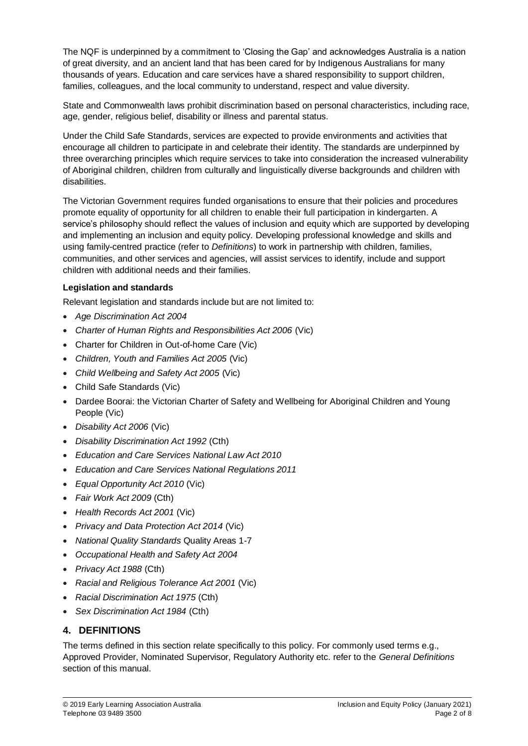The NQF is underpinned by a commitment to 'Closing the Gap' and acknowledges Australia is a nation of great diversity, and an ancient land that has been cared for by Indigenous Australians for many thousands of years. Education and care services have a shared responsibility to support children, families, colleagues, and the local community to understand, respect and value diversity.

State and Commonwealth laws prohibit discrimination based on personal characteristics, including race, age, gender, religious belief, disability or illness and parental status.

Under the Child Safe Standards, services are expected to provide environments and activities that encourage all children to participate in and celebrate their identity. The standards are underpinned by three overarching principles which require services to take into consideration the increased vulnerability of Aboriginal children, children from culturally and linguistically diverse backgrounds and children with disabilities.

The Victorian Government requires funded organisations to ensure that their policies and procedures promote equality of opportunity for all children to enable their full participation in kindergarten. A service's philosophy should reflect the values of inclusion and equity which are supported by developing and implementing an inclusion and equity policy. Developing professional knowledge and skills and using family-centred practice (refer to *Definitions*) to work in partnership with children, families, communities, and other services and agencies, will assist services to identify, include and support children with additional needs and their families.

**Legislation and standards**

Relevant legislation and standards include but are not limited to:

- *Age Discrimination Act 2004*
- *Charter of Human Rights and Responsibilities Act 2006* (Vic)
- Charter for Children in Out-of-home Care (Vic)
- *Children, Youth and Families Act 2005* (Vic)
- *Child Wellbeing and Safety Act 2005* (Vic)
- Child Safe Standards (Vic)
- Dardee Boorai: the Victorian Charter of Safety and Wellbeing for Aboriginal Children and Young People (Vic)
- *Disability Act 2006* (Vic)
- *Disability Discrimination Act 1992* (Cth)
- *Education and Care Services National Law Act 2010*
- *Education and Care Services National Regulations 2011*
- *Equal Opportunity Act 2010* (Vic)
- *Fair Work Act 2009* (Cth)
- *Health Records Act 2001* (Vic)
- *Privacy and Data Protection Act 2014* (Vic)
- *National Quality Standards* Quality Areas 1-7
- *Occupational Health and Safety Act 2004*
- *Privacy Act 1988* (Cth)
- *Racial and Religious Tolerance Act 2001* (Vic)
- *Racial Discrimination Act 1975* (Cth)
- *Sex Discrimination Act 1984* (Cth)

## 4. DEFINITIONS

The terms defined in this section relate specifically to this policy. For commonly used terms e.g., Approved Provider, Nominated Supervisor, Regulatory Authority etc. refer to the *General Definitions* section of this manual.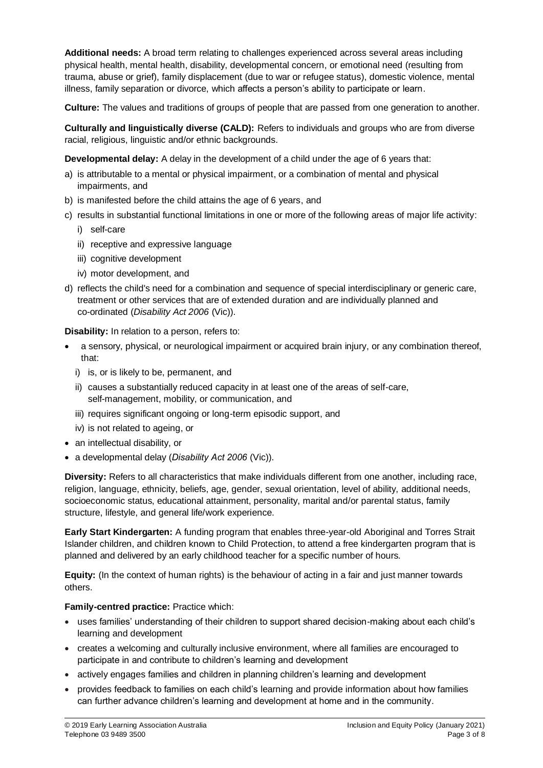**Additional needs:** A broad term relating to challenges experienced across several areas including physical health, mental health, disability, developmental concern, or emotional need (resulting from trauma, abuse or grief), family displacement (due to war or refugee status), domestic violence, mental illness, family separation or divorce, which affects a person's ability to participate or learn.

**Culture:** The values and traditions of groups of people that are passed from one generation to another.

**Culturally and linguistically diverse (CALD):** Refers to individuals and groups who are from diverse racial, religious, linguistic and/or ethnic backgrounds.

**Developmental delay:** A delay in the development of a child under the age of 6 years that:

a) is attributable to a mental or physical impairment, or a combination of mental and physical impairments, and
b) is manifested before the child attains the age of 6 years, and
c) results in substantial functional limitations in one or more of the following areas of major life activity:
   i) self-care
   ii) receptive and expressive language
   iii) cognitive development
   iv) motor development, and
d) reflects the child's need for a combination and sequence of special interdisciplinary or generic care, treatment or other services that are of extended duration and are individually planned and co-ordinated (*Disability Act 2006* (Vic)).

**Disability:** In relation to a person, refers to:

- a sensory, physical, or neurological impairment or acquired brain injury, or any combination thereof, that:
  i) is, or is likely to be, permanent, and
  ii) causes a substantially reduced capacity in at least one of the areas of self-care, self-management, mobility, or communication, and
  iii) requires significant ongoing or long-term episodic support, and
  iv) is not related to ageing, or
- an intellectual disability, or
- a developmental delay (*Disability Act 2006* (Vic)).

**Diversity:** Refers to all characteristics that make individuals different from one another, including race, religion, language, ethnicity, beliefs, age, gender, sexual orientation, level of ability, additional needs, socioeconomic status, educational attainment, personality, marital and/or parental status, family structure, lifestyle, and general life/work experience.

**Early Start Kindergarten:** A funding program that enables three-year-old Aboriginal and Torres Strait Islander children, and children known to Child Protection, to attend a free kindergarten program that is planned and delivered by an early childhood teacher for a specific number of hours.

**Equity:** (In the context of human rights) is the behaviour of acting in a fair and just manner towards others.

**Family-centred practice:** Practice which:

- uses families' understanding of their children to support shared decision-making about each child's learning and development
- creates a welcoming and culturally inclusive environment, where all families are encouraged to participate in and contribute to children's learning and development
- actively engages families and children in planning children's learning and development
- provides feedback to families on each child's learning and provide information about how families can further advance children's learning and development at home and in the community.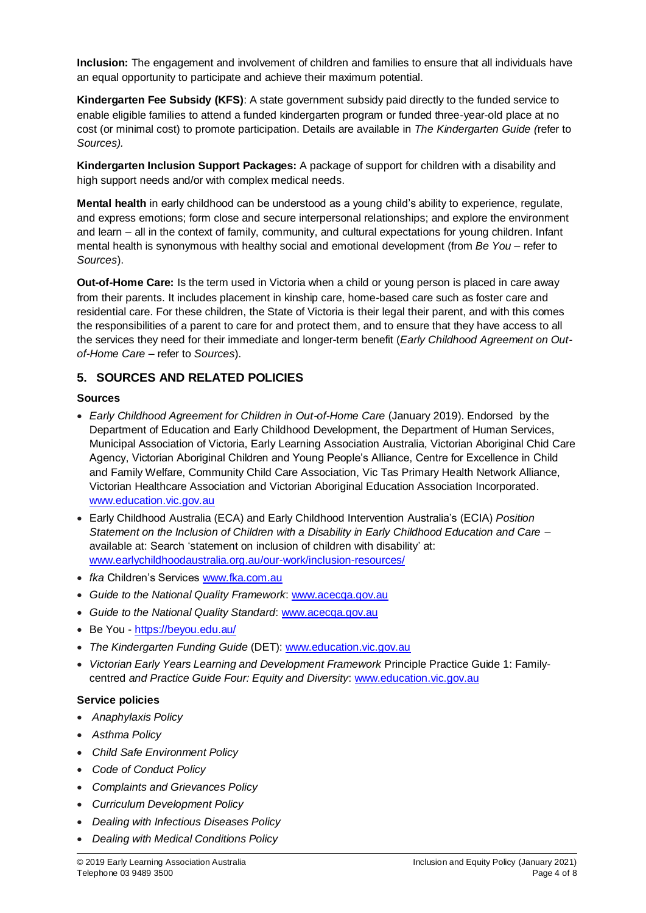**Inclusion:** The engagement and involvement of children and families to ensure that all individuals have an equal opportunity to participate and achieve their maximum potential.

**Kindergarten Fee Subsidy (KFS)**: A state government subsidy paid directly to the funded service to enable eligible families to attend a funded kindergarten program or funded three-year-old place at no cost (or minimal cost) to promote participation. Details are available in *The Kindergarten Guide (*refer to *Sources).*

**Kindergarten Inclusion Support Packages:** A package of support for children with a disability and high support needs and/or with complex medical needs.

**Mental health** in early childhood can be understood as a young child's ability to experience, regulate, and express emotions; form close and secure interpersonal relationships; and explore the environment and learn – all in the context of family, community, and cultural expectations for young children. Infant mental health is synonymous with healthy social and emotional development (from *Be You* – refer to *Sources*).

**Out-of-Home Care:** Is the term used in Victoria when a child or young person is placed in care away from their parents. It includes placement in kinship care, home-based care such as foster care and residential care. For these children, the State of Victoria is their legal their parent, and with this comes the responsibilities of a parent to care for and protect them, and to ensure that they have access to all the services they need for their immediate and longer-term benefit (*Early Childhood Agreement on Out-of-Home Care* – refer to *Sources*).

## 5. SOURCES AND RELATED POLICIES

### Sources

- *Early Childhood Agreement for Children in Out-of-Home Care* (January 2019). Endorsed by the Department of Education and Early Childhood Development, the Department of Human Services, Municipal Association of Victoria, Early Learning Association Australia, Victorian Aboriginal Chid Care Agency, Victorian Aboriginal Children and Young People's Alliance, Centre for Excellence in Child and Family Welfare, Community Child Care Association, Vic Tas Primary Health Network Alliance, Victorian Healthcare Association and Victorian Aboriginal Education Association Incorporated. www.education.vic.gov.au
- Early Childhood Australia (ECA) and Early Childhood Intervention Australia's (ECIA) *Position Statement on the Inclusion of Children with a Disability in Early Childhood Education and Care* – available at: Search 'statement on inclusion of children with disability' at: www.earlychildhoodaustralia.org.au/our-work/inclusion-resources/
- *fka* Children's Services www.fka.com.au
- *Guide to the National Quality Framework*: www.acecqa.gov.au
- *Guide to the National Quality Standard*: www.acecqa.gov.au
- Be You - https://beyou.edu.au/
- *The Kindergarten Funding Guide* (DET): www.education.vic.gov.au
- *Victorian Early Years Learning and Development Framework* Principle Practice Guide 1: Family-centred *and Practice Guide Four: Equity and Diversity*: www.education.vic.gov.au

### Service policies

- *Anaphylaxis Policy*
- *Asthma Policy*
- *Child Safe Environment Policy*
- *Code of Conduct Policy*
- *Complaints and Grievances Policy*
- *Curriculum Development Policy*
- *Dealing with Infectious Diseases Policy*
- *Dealing with Medical Conditions Policy*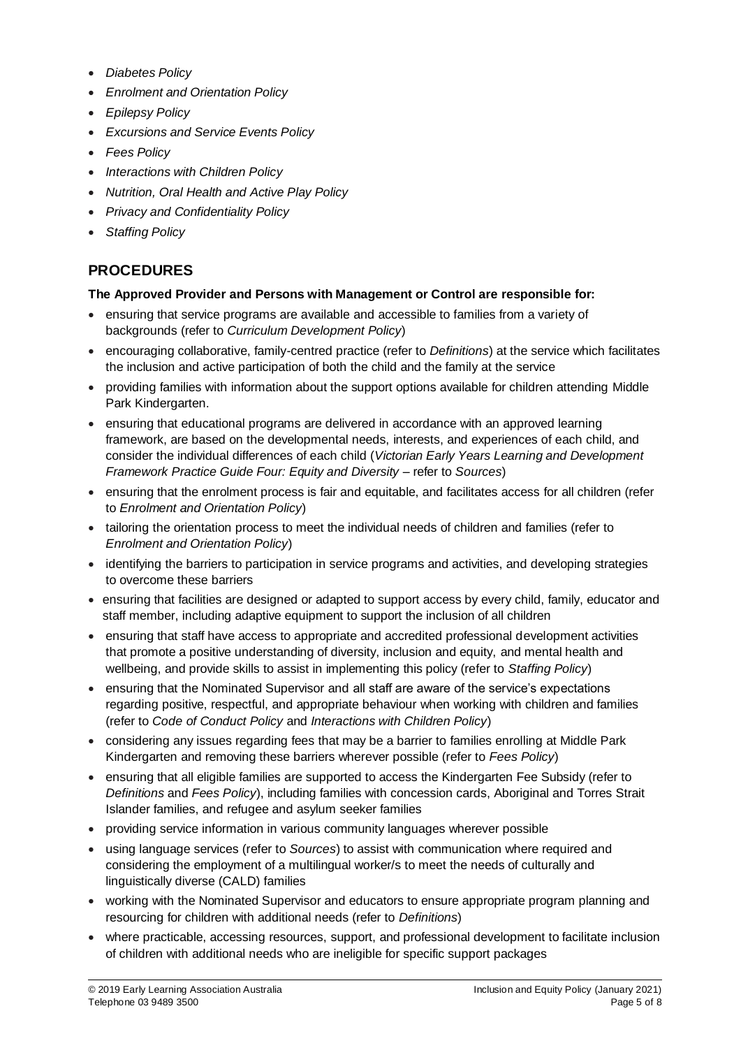- *Diabetes Policy*
- *Enrolment and Orientation Policy*
- *Epilepsy Policy*
- *Excursions and Service Events Policy*
- *Fees Policy*
- *Interactions with Children Policy*
- *Nutrition, Oral Health and Active Play Policy*
- *Privacy and Confidentiality Policy*
- *Staffing Policy*

## PROCEDURES

**The Approved Provider and Persons with Management or Control are responsible for:**

- ensuring that service programs are available and accessible to families from a variety of backgrounds (refer to *Curriculum Development Policy*)
- encouraging collaborative, family-centred practice (refer to *Definitions*) at the service which facilitates the inclusion and active participation of both the child and the family at the service
- providing families with information about the support options available for children attending Middle Park Kindergarten.
- ensuring that educational programs are delivered in accordance with an approved learning framework, are based on the developmental needs, interests, and experiences of each child, and consider the individual differences of each child (*Victorian Early Years Learning and Development Framework Practice Guide Four: Equity and Diversity* – refer to *Sources*)
- ensuring that the enrolment process is fair and equitable, and facilitates access for all children (refer to *Enrolment and Orientation Policy*)
- tailoring the orientation process to meet the individual needs of children and families (refer to *Enrolment and Orientation Policy*)
- identifying the barriers to participation in service programs and activities, and developing strategies to overcome these barriers
- ensuring that facilities are designed or adapted to support access by every child, family, educator and staff member, including adaptive equipment to support the inclusion of all children
- ensuring that staff have access to appropriate and accredited professional development activities that promote a positive understanding of diversity, inclusion and equity, and mental health and wellbeing, and provide skills to assist in implementing this policy (refer to *Staffing Policy*)
- ensuring that the Nominated Supervisor and all staff are aware of the service's expectations regarding positive, respectful, and appropriate behaviour when working with children and families (refer to *Code of Conduct Policy* and *Interactions with Children Policy*)
- considering any issues regarding fees that may be a barrier to families enrolling at Middle Park Kindergarten and removing these barriers wherever possible (refer to *Fees Policy*)
- ensuring that all eligible families are supported to access the Kindergarten Fee Subsidy (refer to *Definitions* and *Fees Policy*), including families with concession cards, Aboriginal and Torres Strait Islander families, and refugee and asylum seeker families
- providing service information in various community languages wherever possible
- using language services (refer to *Sources*) to assist with communication where required and considering the employment of a multilingual worker/s to meet the needs of culturally and linguistically diverse (CALD) families
- working with the Nominated Supervisor and educators to ensure appropriate program planning and resourcing for children with additional needs (refer to *Definitions*)
- where practicable, accessing resources, support, and professional development to facilitate inclusion of children with additional needs who are ineligible for specific support packages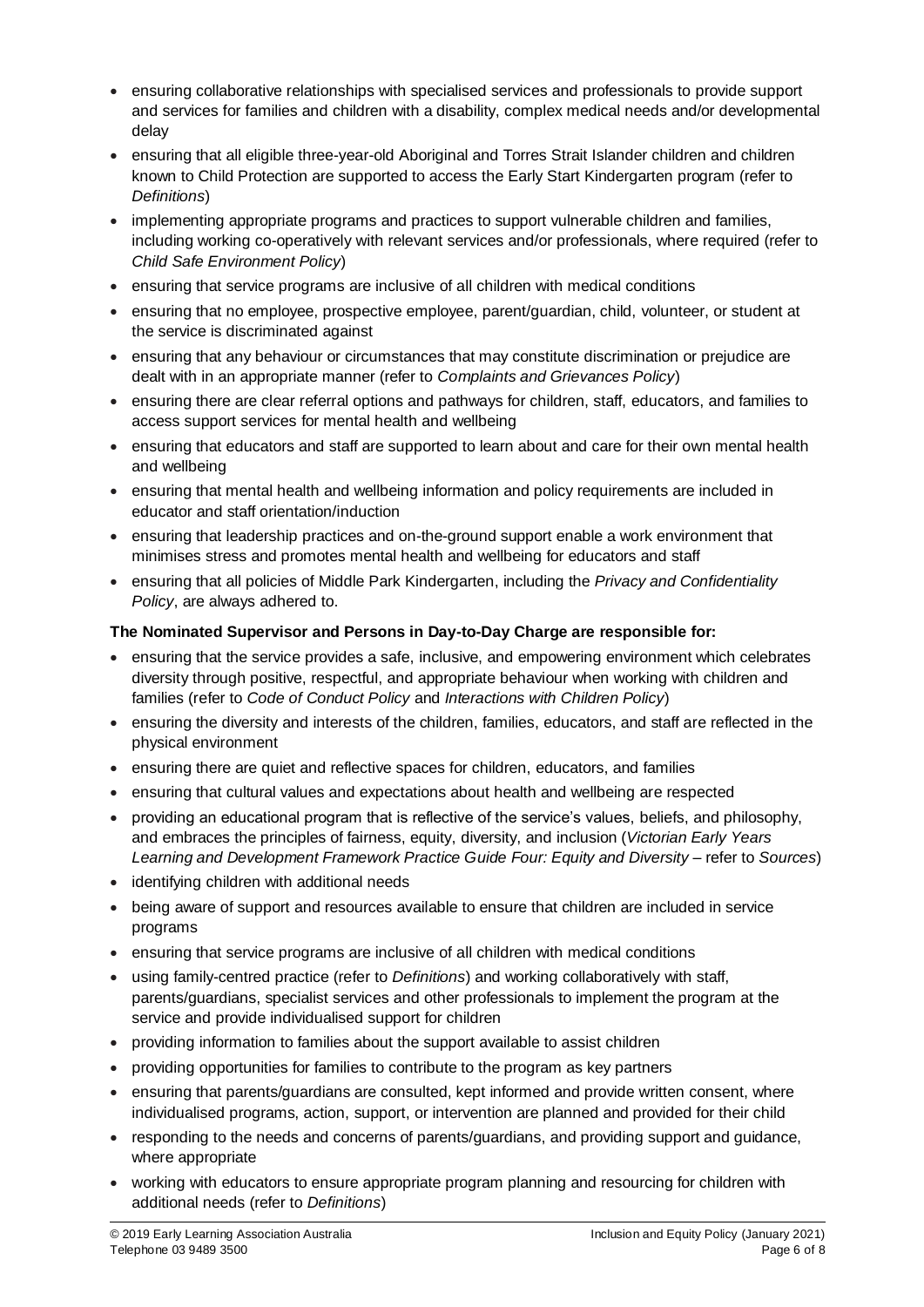- ensuring collaborative relationships with specialised services and professionals to provide support and services for families and children with a disability, complex medical needs and/or developmental delay
- ensuring that all eligible three-year-old Aboriginal and Torres Strait Islander children and children known to Child Protection are supported to access the Early Start Kindergarten program (refer to *Definitions*)
- implementing appropriate programs and practices to support vulnerable children and families, including working co-operatively with relevant services and/or professionals, where required (refer to *Child Safe Environment Policy*)
- ensuring that service programs are inclusive of all children with medical conditions
- ensuring that no employee, prospective employee, parent/guardian, child, volunteer, or student at the service is discriminated against
- ensuring that any behaviour or circumstances that may constitute discrimination or prejudice are dealt with in an appropriate manner (refer to *Complaints and Grievances Policy*)
- ensuring there are clear referral options and pathways for children, staff, educators, and families to access support services for mental health and wellbeing
- ensuring that educators and staff are supported to learn about and care for their own mental health and wellbeing
- ensuring that mental health and wellbeing information and policy requirements are included in educator and staff orientation/induction
- ensuring that leadership practices and on-the-ground support enable a work environment that minimises stress and promotes mental health and wellbeing for educators and staff
- ensuring that all policies of Middle Park Kindergarten, including the *Privacy and Confidentiality Policy*, are always adhered to.

**The Nominated Supervisor and Persons in Day-to-Day Charge are responsible for:**

- ensuring that the service provides a safe, inclusive, and empowering environment which celebrates diversity through positive, respectful, and appropriate behaviour when working with children and families (refer to *Code of Conduct Policy* and *Interactions with Children Policy*)
- ensuring the diversity and interests of the children, families, educators, and staff are reflected in the physical environment
- ensuring there are quiet and reflective spaces for children, educators, and families
- ensuring that cultural values and expectations about health and wellbeing are respected
- providing an educational program that is reflective of the service's values, beliefs, and philosophy, and embraces the principles of fairness, equity, diversity, and inclusion (*Victorian Early Years Learning and Development Framework Practice Guide Four: Equity and Diversity* – refer to *Sources*)
- identifying children with additional needs
- being aware of support and resources available to ensure that children are included in service programs
- ensuring that service programs are inclusive of all children with medical conditions
- using family-centred practice (refer to *Definitions*) and working collaboratively with staff, parents/guardians, specialist services and other professionals to implement the program at the service and provide individualised support for children
- providing information to families about the support available to assist children
- providing opportunities for families to contribute to the program as key partners
- ensuring that parents/guardians are consulted, kept informed and provide written consent, where individualised programs, action, support, or intervention are planned and provided for their child
- responding to the needs and concerns of parents/guardians, and providing support and guidance, where appropriate
- working with educators to ensure appropriate program planning and resourcing for children with additional needs (refer to *Definitions*)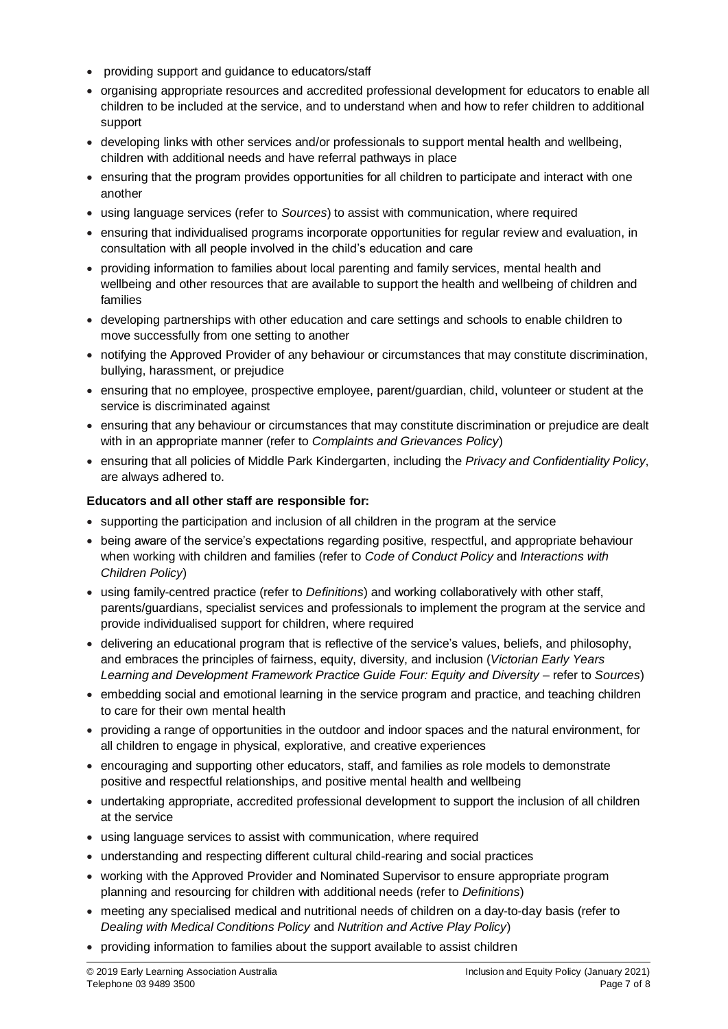- providing support and guidance to educators/staff
- organising appropriate resources and accredited professional development for educators to enable all children to be included at the service, and to understand when and how to refer children to additional support
- developing links with other services and/or professionals to support mental health and wellbeing, children with additional needs and have referral pathways in place
- ensuring that the program provides opportunities for all children to participate and interact with one another
- using language services (refer to *Sources*) to assist with communication, where required
- ensuring that individualised programs incorporate opportunities for regular review and evaluation, in consultation with all people involved in the child's education and care
- providing information to families about local parenting and family services, mental health and wellbeing and other resources that are available to support the health and wellbeing of children and families
- developing partnerships with other education and care settings and schools to enable children to move successfully from one setting to another
- notifying the Approved Provider of any behaviour or circumstances that may constitute discrimination, bullying, harassment, or prejudice
- ensuring that no employee, prospective employee, parent/guardian, child, volunteer or student at the service is discriminated against
- ensuring that any behaviour or circumstances that may constitute discrimination or prejudice are dealt with in an appropriate manner (refer to *Complaints and Grievances Policy*)
- ensuring that all policies of Middle Park Kindergarten, including the *Privacy and Confidentiality Policy*, are always adhered to.

**Educators and all other staff are responsible for:**

- supporting the participation and inclusion of all children in the program at the service
- being aware of the service's expectations regarding positive, respectful, and appropriate behaviour when working with children and families (refer to *Code of Conduct Policy* and *Interactions with Children Policy*)
- using family-centred practice (refer to *Definitions*) and working collaboratively with other staff, parents/guardians, specialist services and professionals to implement the program at the service and provide individualised support for children, where required
- delivering an educational program that is reflective of the service's values, beliefs, and philosophy, and embraces the principles of fairness, equity, diversity, and inclusion (*Victorian Early Years Learning and Development Framework Practice Guide Four: Equity and Diversity* – refer to *Sources*)
- embedding social and emotional learning in the service program and practice, and teaching children to care for their own mental health
- providing a range of opportunities in the outdoor and indoor spaces and the natural environment, for all children to engage in physical, explorative, and creative experiences
- encouraging and supporting other educators, staff, and families as role models to demonstrate positive and respectful relationships, and positive mental health and wellbeing
- undertaking appropriate, accredited professional development to support the inclusion of all children at the service
- using language services to assist with communication, where required
- understanding and respecting different cultural child-rearing and social practices
- working with the Approved Provider and Nominated Supervisor to ensure appropriate program planning and resourcing for children with additional needs (refer to *Definitions*)
- meeting any specialised medical and nutritional needs of children on a day-to-day basis (refer to *Dealing with Medical Conditions Policy* and *Nutrition and Active Play Policy*)
- providing information to families about the support available to assist children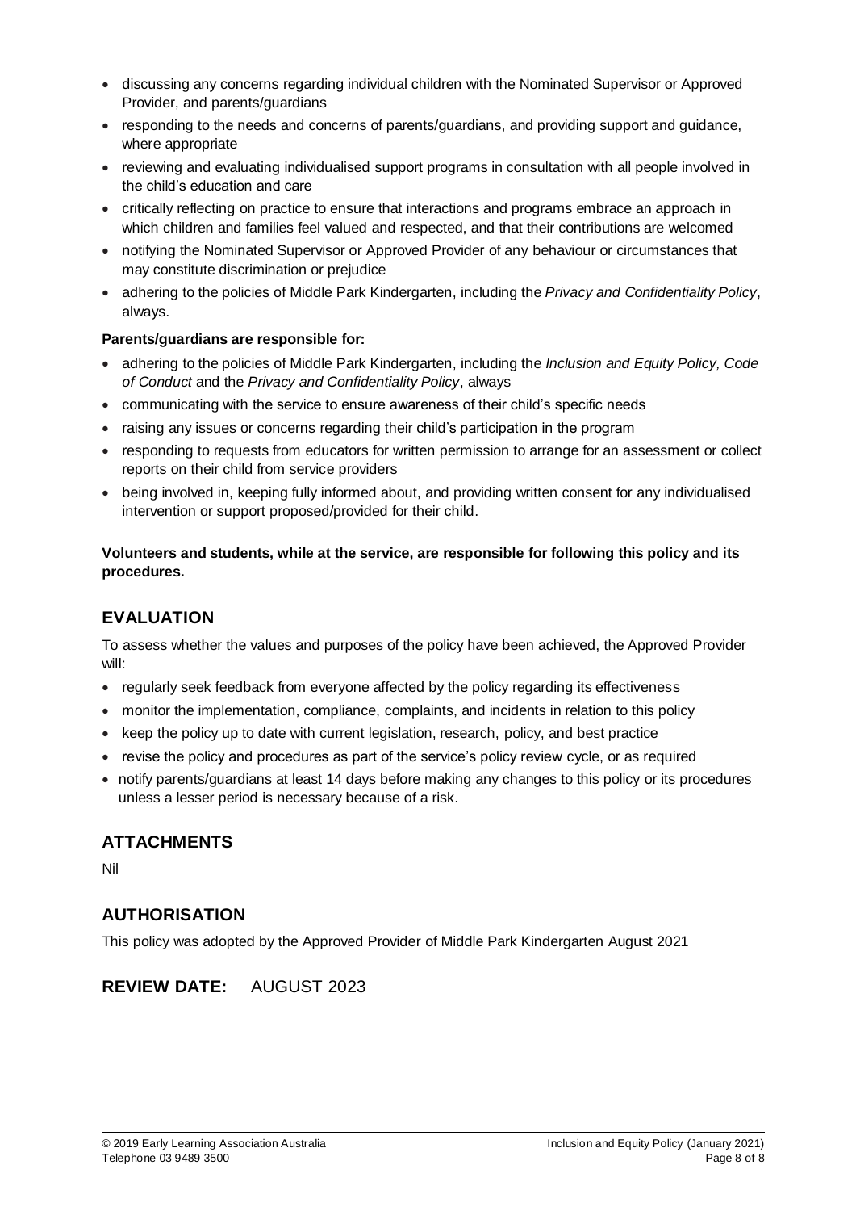- discussing any concerns regarding individual children with the Nominated Supervisor or Approved Provider, and parents/guardians
- responding to the needs and concerns of parents/guardians, and providing support and guidance, where appropriate
- reviewing and evaluating individualised support programs in consultation with all people involved in the child's education and care
- critically reflecting on practice to ensure that interactions and programs embrace an approach in which children and families feel valued and respected, and that their contributions are welcomed
- notifying the Nominated Supervisor or Approved Provider of any behaviour or circumstances that may constitute discrimination or prejudice
- adhering to the policies of Middle Park Kindergarten, including the *Privacy and Confidentiality Policy*, always.

**Parents/guardians are responsible for:**

- adhering to the policies of Middle Park Kindergarten, including the *Inclusion and Equity Policy, Code of Conduct* and the *Privacy and Confidentiality Policy*, always
- communicating with the service to ensure awareness of their child's specific needs
- raising any issues or concerns regarding their child's participation in the program
- responding to requests from educators for written permission to arrange for an assessment or collect reports on their child from service providers
- being involved in, keeping fully informed about, and providing written consent for any individualised intervention or support proposed/provided for their child.

**Volunteers and students, while at the service, are responsible for following this policy and its procedures.**

## EVALUATION

To assess whether the values and purposes of the policy have been achieved, the Approved Provider will:

- regularly seek feedback from everyone affected by the policy regarding its effectiveness
- monitor the implementation, compliance, complaints, and incidents in relation to this policy
- keep the policy up to date with current legislation, research, policy, and best practice
- revise the policy and procedures as part of the service's policy review cycle, or as required
- notify parents/guardians at least 14 days before making any changes to this policy or its procedures unless a lesser period is necessary because of a risk.

## ATTACHMENTS

Nil

## AUTHORISATION

This policy was adopted by the Approved Provider of Middle Park Kindergarten August 2021

## REVIEW DATE: AUGUST 2023